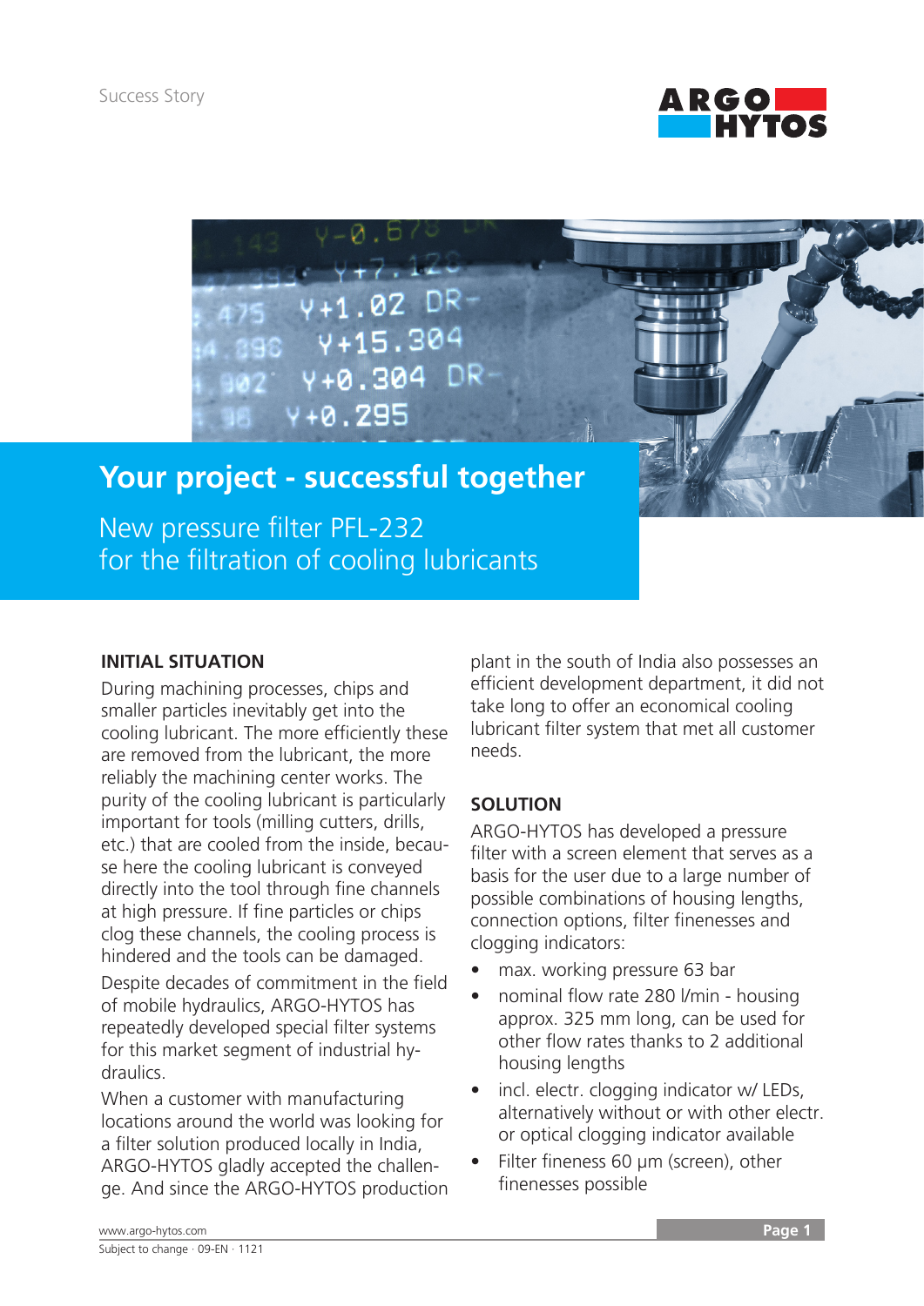Success Story

# Your project - successful together

## New pressure filter PFL-232 for the filtration of cooling lubricants

### INITIAL SITUATION

During machining processes, chips and smaller particles inevitably get into the cooling lubricant. The more efficiently these are removed from the lubricant, the more reliably the machining center works. The purity of the cooling lubricant is particularly important for tools (milling cutters, drills, etc.) that are cooled from the inside, because here the cooling lubricant is conveyed directly into the tool through fine channels at high pressure. If fine particles or chips clog these channels, the cooling process is hindered and the tools can be damaged.

Despite decades of commitment in the field of mobile hydraulics, ARGO-HYTOS has repeatedly developed special filter systems for this market segment of industrial hydraulics.

When a customer with manufacturing locations around the world was looking for a filter solution produced locally in India, ARGO-HYTOS gladly accepted the challenge. And since the ARGO-HYTOS production plant in the south of India also possesses an efficient development department, it did not take long to offer an economical cooling lubricant filter system that met all customer needs.

### SOLUTION

ARGO-HYTOS has developed a pressure filter with a screen element that serves as a basis for the user due to a large number of possible combinations of housing lengths, connection options, filter finenesses and clogging indicators:

- max. working pressure 63 bar
- nominal flow rate 280 l/min - housing approx. 325 mm long, can be used for other flow rates thanks to 2 additional housing lengths
- incl. electr. clogging indicator w/ LEDs, alternatively without or with other electr. or optical clogging indicator available
- Filter fineness 60 µm (screen), other finenesses possible

www.argo-hytos.com
Subject to change · 09-EN · 1121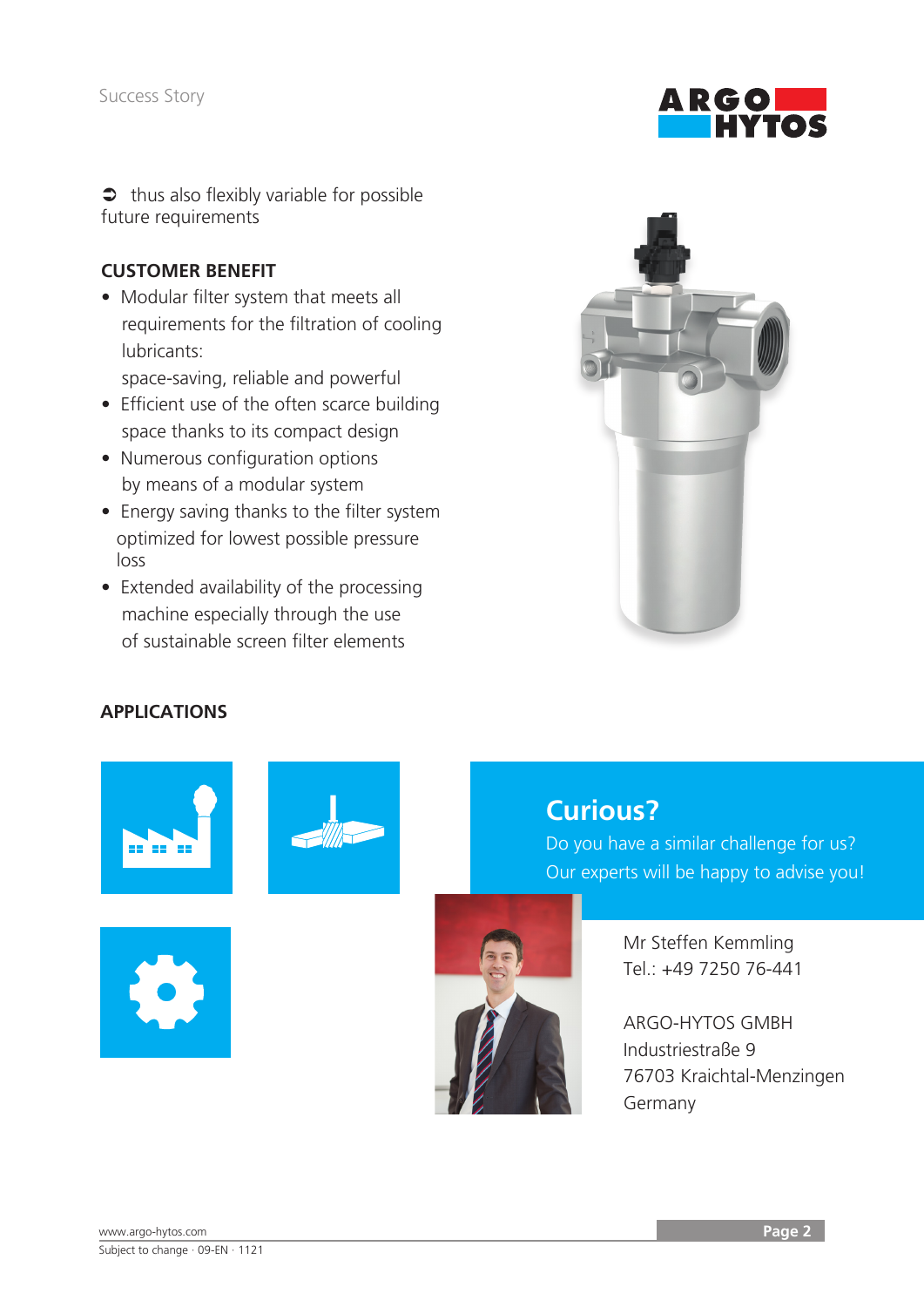➲ thus also flexibly variable for possible future requirements

## CUSTOMER BENEFIT

- Modular filter system that meets all requirements for the filtration of cooling lubricants:
  space-saving, reliable and powerful
- Efficient use of the often scarce building space thanks to its compact design
- Numerous configuration options by means of a modular system
- Energy saving thanks to the filter system optimized for lowest possible pressure loss
- Extended availability of the processing machine especially through the use of sustainable screen filter elements

## APPLICATIONS

## Curious?

Do you have a similar challenge for us?
Our experts will be happy to advise you!

Mr Steffen Kemmling
Tel.: +49 7250 76-441

ARGO-HYTOS GMBH
Industriestraße 9
76703 Kraichtal-Menzingen
Germany

www.argo-hytos.com
Subject to change · 09-EN · 1121